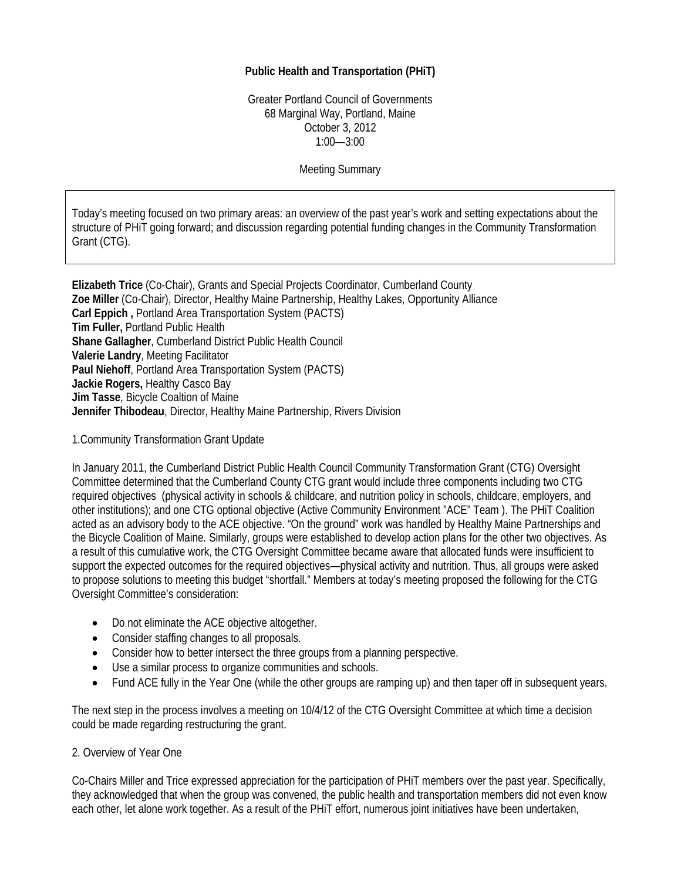# Public Health and Transportation (PHiT)

Greater Portland Council of Governments
68 Marginal Way, Portland, Maine
October 3, 2012
1:00—3:00

Meeting Summary

> Today's meeting focused on two primary areas: an overview of the past year's work and setting expectations about the structure of PHiT going forward; and discussion regarding potential funding changes in the Community Transformation Grant (CTG).

**Elizabeth Trice** (Co-Chair), Grants and Special Projects Coordinator, Cumberland County
**Zoe Miller** (Co-Chair), Director, Healthy Maine Partnership, Healthy Lakes, Opportunity Alliance
**Carl Eppich ,** Portland Area Transportation System (PACTS)
**Tim Fuller,** Portland Public Health
**Shane Gallagher**, Cumberland District Public Health Council
**Valerie Landry**, Meeting Facilitator
**Paul Niehoff**, Portland Area Transportation System (PACTS)
**Jackie Rogers,** Healthy Casco Bay
**Jim Tasse**, Bicycle Coaltion of Maine
**Jennifer Thibodeau**, Director, Healthy Maine Partnership, Rivers Division

1.Community Transformation Grant Update

In January 2011, the Cumberland District Public Health Council Community Transformation Grant (CTG) Oversight Committee determined that the Cumberland County CTG grant would include three components including two CTG required objectives (physical activity in schools & childcare, and nutrition policy in schools, childcare, employers, and other institutions); and one CTG optional objective (Active Community Environment "ACE" Team ). The PHiT Coalition acted as an advisory body to the ACE objective. "On the ground" work was handled by Healthy Maine Partnerships and the Bicycle Coalition of Maine. Similarly, groups were established to develop action plans for the other two objectives. As a result of this cumulative work, the CTG Oversight Committee became aware that allocated funds were insufficient to support the expected outcomes for the required objectives—physical activity and nutrition. Thus, all groups were asked to propose solutions to meeting this budget "shortfall." Members at today's meeting proposed the following for the CTG Oversight Committee's consideration:

- Do not eliminate the ACE objective altogether.
- Consider staffing changes to all proposals.
- Consider how to better intersect the three groups from a planning perspective.
- Use a similar process to organize communities and schools.
- Fund ACE fully in the Year One (while the other groups are ramping up) and then taper off in subsequent years.

The next step in the process involves a meeting on 10/4/12 of the CTG Oversight Committee at which time a decision could be made regarding restructuring the grant.

2. Overview of Year One

Co-Chairs Miller and Trice expressed appreciation for the participation of PHiT members over the past year. Specifically, they acknowledged that when the group was convened, the public health and transportation members did not even know each other, let alone work together. As a result of the PHiT effort, numerous joint initiatives have been undertaken,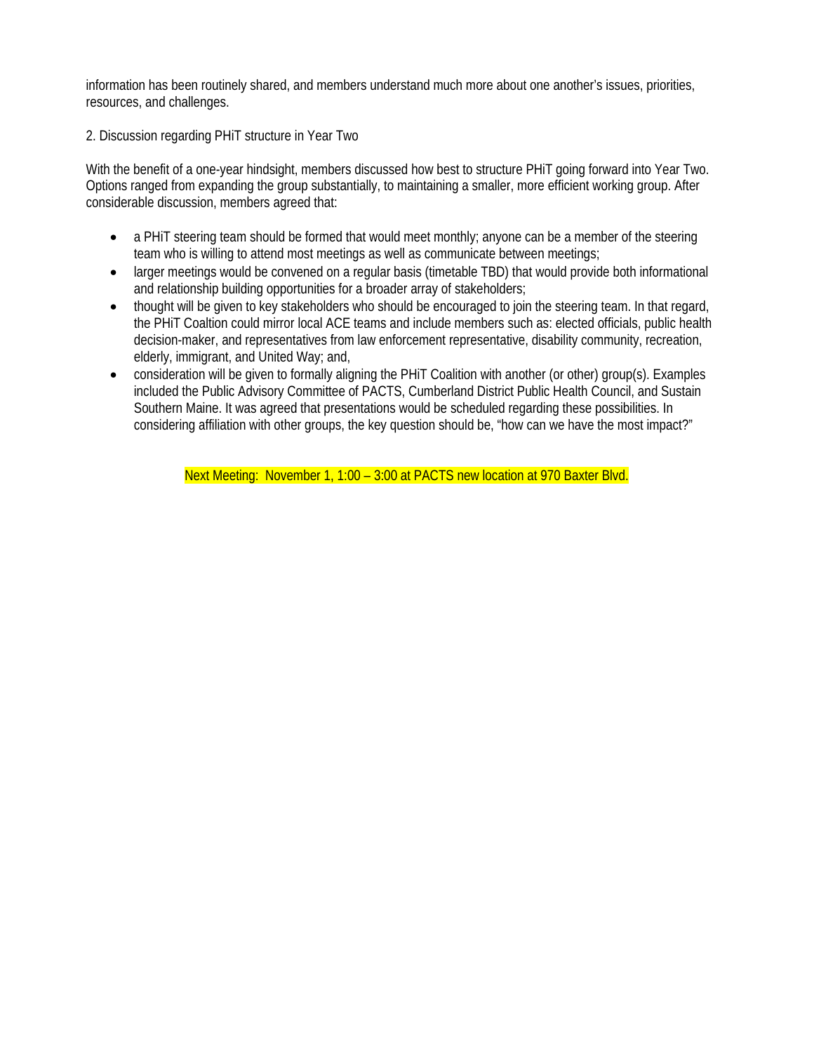information has been routinely shared, and members understand much more about one another's issues, priorities, resources, and challenges.

2. Discussion regarding PHiT structure in Year Two

With the benefit of a one-year hindsight, members discussed how best to structure PHiT going forward into Year Two. Options ranged from expanding the group substantially, to maintaining a smaller, more efficient working group. After considerable discussion, members agreed that:

- a PHiT steering team should be formed that would meet monthly; anyone can be a member of the steering team who is willing to attend most meetings as well as communicate between meetings;
- larger meetings would be convened on a regular basis (timetable TBD) that would provide both informational and relationship building opportunities for a broader array of stakeholders;
- thought will be given to key stakeholders who should be encouraged to join the steering team. In that regard, the PHiT Coaltion could mirror local ACE teams and include members such as: elected officials, public health decision-maker, and representatives from law enforcement representative, disability community, recreation, elderly, immigrant, and United Way; and,
- consideration will be given to formally aligning the PHiT Coalition with another (or other) group(s). Examples included the Public Advisory Committee of PACTS, Cumberland District Public Health Council, and Sustain Southern Maine. It was agreed that presentations would be scheduled regarding these possibilities. In considering affiliation with other groups, the key question should be, "how can we have the most impact?"

Next Meeting: November 1, 1:00 – 3:00 at PACTS new location at 970 Baxter Blvd.